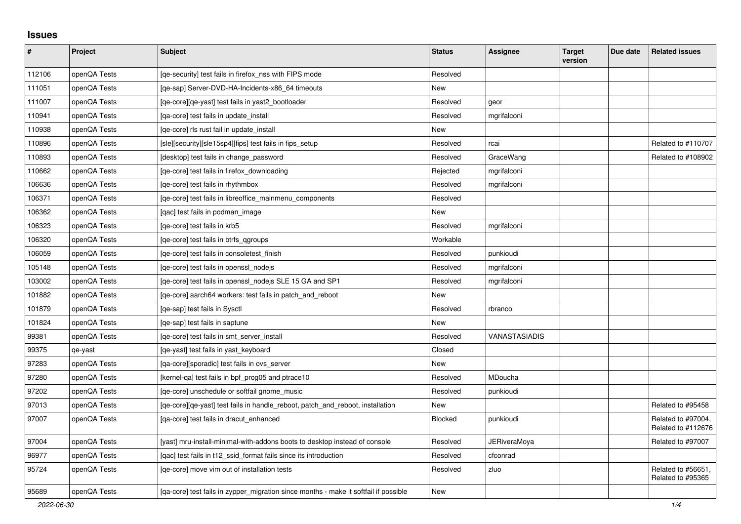# Issues

| # | Project | Subject | Status | Assignee | Target version | Due date | Related issues |
|---|---|---|---|---|---|---|---|
| 112106 | openQA Tests | [qe-security] test fails in firefox_nss with FIPS mode | Resolved | | | | |
| 111051 | openQA Tests | [qe-sap] Server-DVD-HA-Incidents-x86_64 timeouts | New | | | | |
| 111007 | openQA Tests | [qe-core][qe-yast] test fails in yast2_bootloader | Resolved | geor | | | |
| 110941 | openQA Tests | [qa-core] test fails in update_install | Resolved | mgrifalconi | | | |
| 110938 | openQA Tests | [qe-core] rls rust fail in update_install | New | | | | |
| 110896 | openQA Tests | [sle][security][sle15sp4][fips] test fails in fips_setup | Resolved | rcai | | | Related to #110707 |
| 110893 | openQA Tests | [desktop] test fails in change_password | Resolved | GraceWang | | | Related to #108902 |
| 110662 | openQA Tests | [qe-core] test fails in firefox_downloading | Rejected | mgrifalconi | | | |
| 106636 | openQA Tests | [qe-core] test fails in rhythmbox | Resolved | mgrifalconi | | | |
| 106371 | openQA Tests | [qe-core] test fails in libreoffice_mainmenu_components | Resolved | | | | |
| 106362 | openQA Tests | [qac] test fails in podman_image | New | | | | |
| 106323 | openQA Tests | [qe-core] test fails in krb5 | Resolved | mgrifalconi | | | |
| 106320 | openQA Tests | [qe-core] test fails in btrfs_qgroups | Workable | | | | |
| 106059 | openQA Tests | [qe-core] test fails in consoletest_finish | Resolved | punkioudi | | | |
| 105148 | openQA Tests | [qe-core] test fails in openssl_nodejs | Resolved | mgrifalconi | | | |
| 103002 | openQA Tests | [qe-core] test fails in openssl_nodejs SLE 15 GA and SP1 | Resolved | mgrifalconi | | | |
| 101882 | openQA Tests | [qe-core] aarch64 workers: test fails in patch_and_reboot | New | | | | |
| 101879 | openQA Tests | [qe-sap] test fails in Sysctl | Resolved | rbranco | | | |
| 101824 | openQA Tests | [qe-sap] test fails in saptune | New | | | | |
| 99381 | openQA Tests | [qe-core] test fails in smt_server_install | Resolved | VANASTASIADIS | | | |
| 99375 | qe-yast | [qe-yast] test fails in yast_keyboard | Closed | | | | |
| 97283 | openQA Tests | [qa-core][sporadic] test fails in ovs_server | New | | | | |
| 97280 | openQA Tests | [kernel-qa] test fails in bpf_prog05 and ptrace10 | Resolved | MDoucha | | | |
| 97202 | openQA Tests | [qe-core] unschedule or softfail gnome_music | Resolved | punkioudi | | | |
| 97013 | openQA Tests | [qe-core][qe-yast] test fails in handle_reboot, patch_and_reboot, installation | New | | | | Related to #95458 |
| 97007 | openQA Tests | [qa-core] test fails in dracut_enhanced | Blocked | punkioudi | | | Related to #97004, Related to #112676 |
| 97004 | openQA Tests | [yast] mru-install-minimal-with-addons boots to desktop instead of console | Resolved | JERiveraMoya | | | Related to #97007 |
| 96977 | openQA Tests | [qac] test fails in t12_ssid_format fails since its introduction | Resolved | cfconrad | | | |
| 95724 | openQA Tests | [qe-core] move vim out of installation tests | Resolved | zluo | | | Related to #56651, Related to #95365 |
| 95689 | openQA Tests | [qa-core] test fails in zypper_migration since months - make it softfail if possible | New | | | | |

*2022-06-30*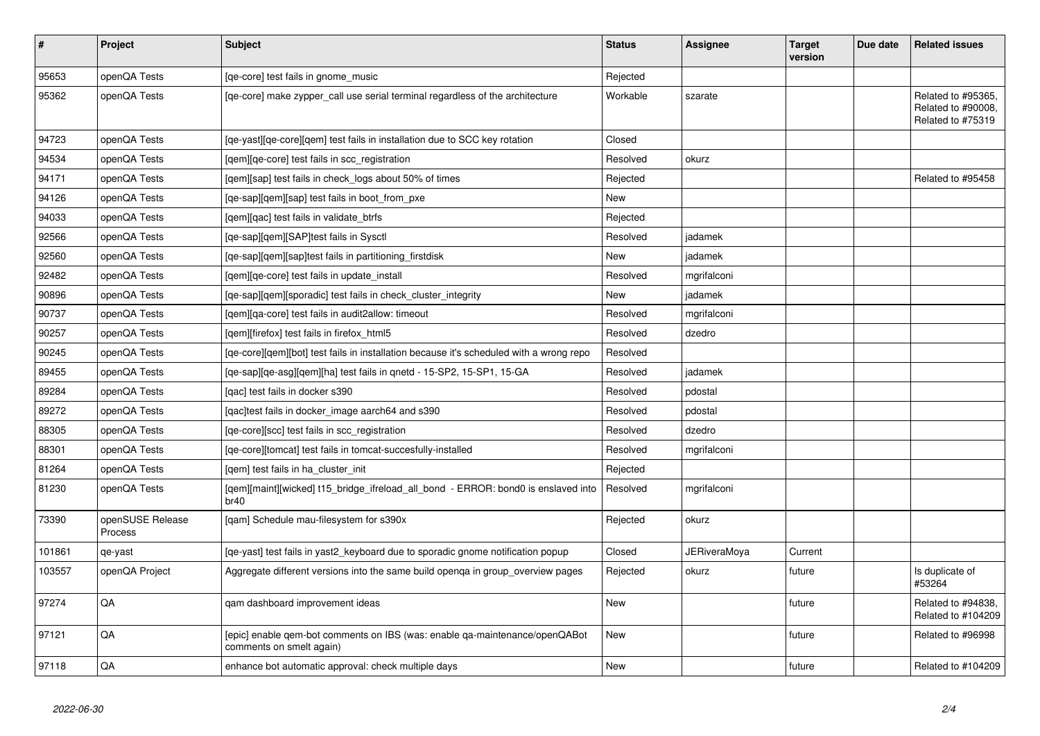| # | Project | Subject | Status | Assignee | Target version | Due date | Related issues |
|---|---|---|---|---|---|---|---|
| 95653 | openQA Tests | [qe-core] test fails in gnome_music | Rejected | | | | |
| 95362 | openQA Tests | [qe-core] make zypper_call use serial terminal regardless of the architecture | Workable | szarate | | | Related to #95365, Related to #90008, Related to #75319 |
| 94723 | openQA Tests | [qe-yast][qe-core][qem] test fails in installation due to SCC key rotation | Closed | | | | |
| 94534 | openQA Tests | [qem][qe-core] test fails in scc_registration | Resolved | okurz | | | |
| 94171 | openQA Tests | [qem][sap] test fails in check_logs about 50% of times | Rejected | | | | Related to #95458 |
| 94126 | openQA Tests | [qe-sap][qem][sap] test fails in boot_from_pxe | New | | | | |
| 94033 | openQA Tests | [qem][qac] test fails in validate_btrfs | Rejected | | | | |
| 92566 | openQA Tests | [qe-sap][qem][SAP]test fails in Sysctl | Resolved | jadamek | | | |
| 92560 | openQA Tests | [qe-sap][qem][sap]test fails in partitioning_firstdisk | New | jadamek | | | |
| 92482 | openQA Tests | [qem][qe-core] test fails in update_install | Resolved | mgrifalconi | | | |
| 90896 | openQA Tests | [qe-sap][qem][sporadic] test fails in check_cluster_integrity | New | jadamek | | | |
| 90737 | openQA Tests | [qem][qa-core] test fails in audit2allow: timeout | Resolved | mgrifalconi | | | |
| 90257 | openQA Tests | [qem][firefox] test fails in firefox_html5 | Resolved | dzedro | | | |
| 90245 | openQA Tests | [qe-core][qem][bot] test fails in installation because it's scheduled with a wrong repo | Resolved | | | | |
| 89455 | openQA Tests | [qe-sap][qe-asg][qem][ha] test fails in qnetd - 15-SP2, 15-SP1, 15-GA | Resolved | jadamek | | | |
| 89284 | openQA Tests | [qac] test fails in docker s390 | Resolved | pdostal | | | |
| 89272 | openQA Tests | [qac]test fails in docker_image aarch64 and s390 | Resolved | pdostal | | | |
| 88305 | openQA Tests | [qe-core][scc] test fails in scc_registration | Resolved | dzedro | | | |
| 88301 | openQA Tests | [qe-core][tomcat] test fails in tomcat-succesfully-installed | Resolved | mgrifalconi | | | |
| 81264 | openQA Tests | [qem] test fails in ha_cluster_init | Rejected | | | | |
| 81230 | openQA Tests | [qem][maint][wicked] t15_bridge_ifreload_all_bond - ERROR: bond0 is enslaved into br40 | Resolved | mgrifalconi | | | |
| 73390 | openSUSE Release Process | [qam] Schedule mau-filesystem for s390x | Rejected | okurz | | | |
| 101861 | qe-yast | [qe-yast] test fails in yast2_keyboard due to sporadic gnome notification popup | Closed | JERiveraMoya | Current | | |
| 103557 | openQA Project | Aggregate different versions into the same build openqa in group_overview pages | Rejected | okurz | future | | Is duplicate of #53264 |
| 97274 | QA | qam dashboard improvement ideas | New | | future | | Related to #94838, Related to #104209 |
| 97121 | QA | [epic] enable qem-bot comments on IBS (was: enable qa-maintenance/openQABot comments on smelt again) | New | | future | | Related to #96998 |
| 97118 | QA | enhance bot automatic approval: check multiple days | New | | future | | Related to #104209 |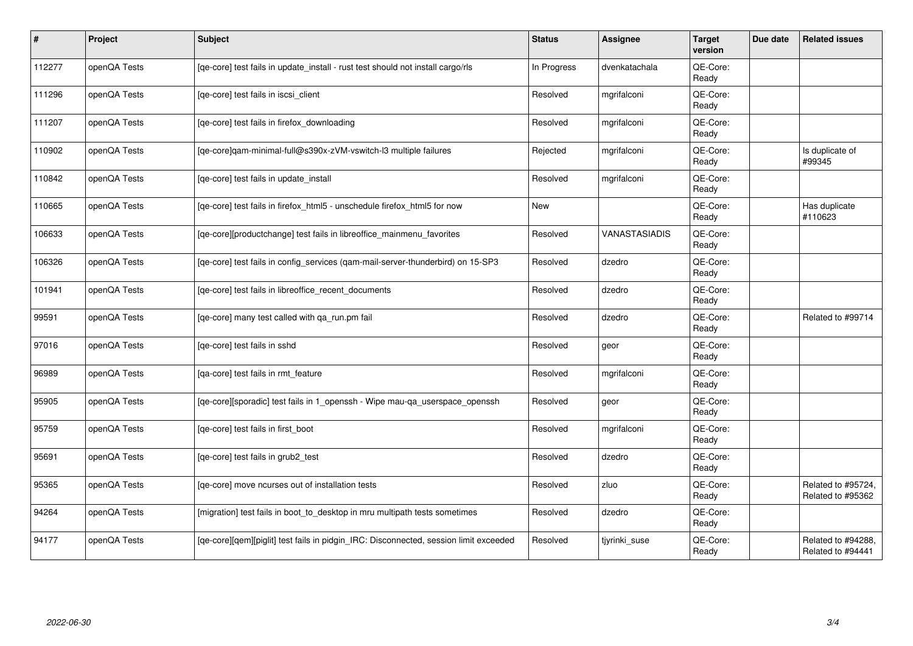| # | Project | Subject | Status | Assignee | Target version | Due date | Related issues |
|---|---|---|---|---|---|---|---|
| 112277 | openQA Tests | [qe-core] test fails in update_install - rust test should not install cargo/rls | In Progress | dvenkatachala | QE-Core: Ready | | |
| 111296 | openQA Tests | [qe-core] test fails in iscsi_client | Resolved | mgrifalconi | QE-Core: Ready | | |
| 111207 | openQA Tests | [qe-core] test fails in firefox_downloading | Resolved | mgrifalconi | QE-Core: Ready | | |
| 110902 | openQA Tests | [qe-core]qam-minimal-full@s390x-zVM-vswitch-l3 multiple failures | Rejected | mgrifalconi | QE-Core: Ready | | Is duplicate of #99345 |
| 110842 | openQA Tests | [qe-core] test fails in update_install | Resolved | mgrifalconi | QE-Core: Ready | | |
| 110665 | openQA Tests | [qe-core] test fails in firefox_html5 - unschedule firefox_html5 for now | New | | QE-Core: Ready | | Has duplicate #110623 |
| 106633 | openQA Tests | [qe-core][productchange] test fails in libreoffice_mainmenu_favorites | Resolved | VANASTASIADIS | QE-Core: Ready | | |
| 106326 | openQA Tests | [qe-core] test fails in config_services (qam-mail-server-thunderbird) on 15-SP3 | Resolved | dzedro | QE-Core: Ready | | |
| 101941 | openQA Tests | [qe-core] test fails in libreoffice_recent_documents | Resolved | dzedro | QE-Core: Ready | | |
| 99591 | openQA Tests | [qe-core] many test called with qa_run.pm fail | Resolved | dzedro | QE-Core: Ready | | Related to #99714 |
| 97016 | openQA Tests | [qe-core] test fails in sshd | Resolved | geor | QE-Core: Ready | | |
| 96989 | openQA Tests | [qa-core] test fails in rmt_feature | Resolved | mgrifalconi | QE-Core: Ready | | |
| 95905 | openQA Tests | [qe-core][sporadic] test fails in 1_openssh - Wipe mau-qa_userspace_openssh | Resolved | geor | QE-Core: Ready | | |
| 95759 | openQA Tests | [qe-core] test fails in first_boot | Resolved | mgrifalconi | QE-Core: Ready | | |
| 95691 | openQA Tests | [qe-core] test fails in grub2_test | Resolved | dzedro | QE-Core: Ready | | |
| 95365 | openQA Tests | [qe-core] move ncurses out of installation tests | Resolved | zluo | QE-Core: Ready | | Related to #95724, Related to #95362 |
| 94264 | openQA Tests | [migration] test fails in boot_to_desktop in mru multipath tests sometimes | Resolved | dzedro | QE-Core: Ready | | |
| 94177 | openQA Tests | [qe-core][qem][piglit] test fails in pidgin_IRC: Disconnected, session limit exceeded | Resolved | tjyrinki_suse | QE-Core: Ready | | Related to #94288, Related to #94441 |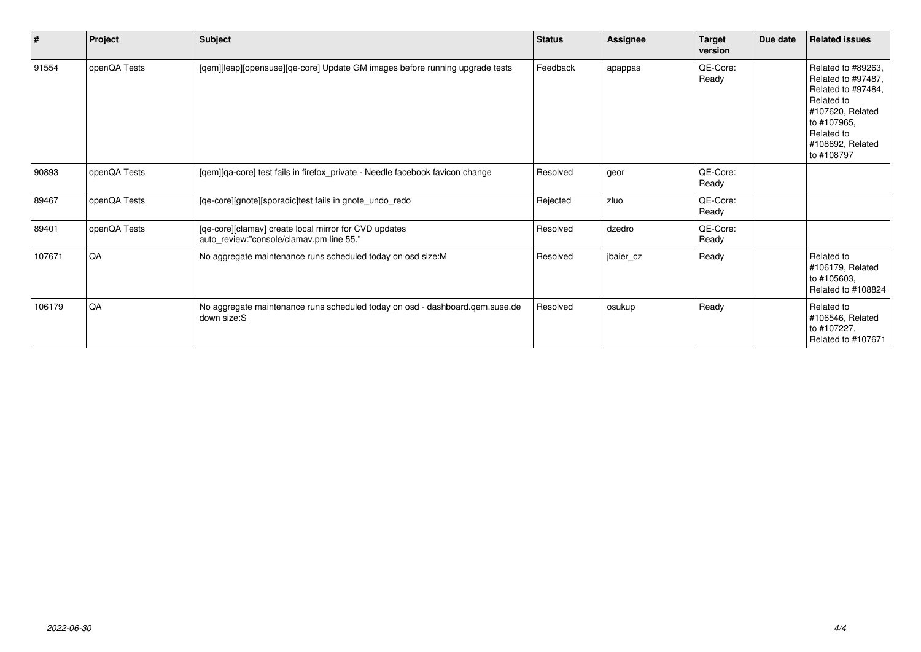| # | Project | Subject | Status | Assignee | Target version | Due date | Related issues |
|---|---|---|---|---|---|---|---|
| 91554 | openQA Tests | [qem][leap][opensuse][qe-core] Update GM images before running upgrade tests | Feedback | apappas | QE-Core: Ready | | Related to #89263, Related to #97487, Related to #97484, Related to #107620, Related to #107965, Related to #108692, Related to #108797 |
| 90893 | openQA Tests | [qem][qa-core] test fails in firefox_private - Needle facebook favicon change | Resolved | geor | QE-Core: Ready | | |
| 89467 | openQA Tests | [qe-core][gnote][sporadic]test fails in gnote_undo_redo | Rejected | zluo | QE-Core: Ready | | |
| 89401 | openQA Tests | [qe-core][clamav] create local mirror for CVD updates auto_review:"console/clamav.pm line 55." | Resolved | dzedro | QE-Core: Ready | | |
| 107671 | QA | No aggregate maintenance runs scheduled today on osd size:M | Resolved | jbaier_cz | Ready | | Related to #106179, Related to #105603, Related to #108824 |
| 106179 | QA | No aggregate maintenance runs scheduled today on osd - dashboard.qem.suse.de down size:S | Resolved | osukup | Ready | | Related to #106546, Related to #107227, Related to #107671 |

*2022-06-30*